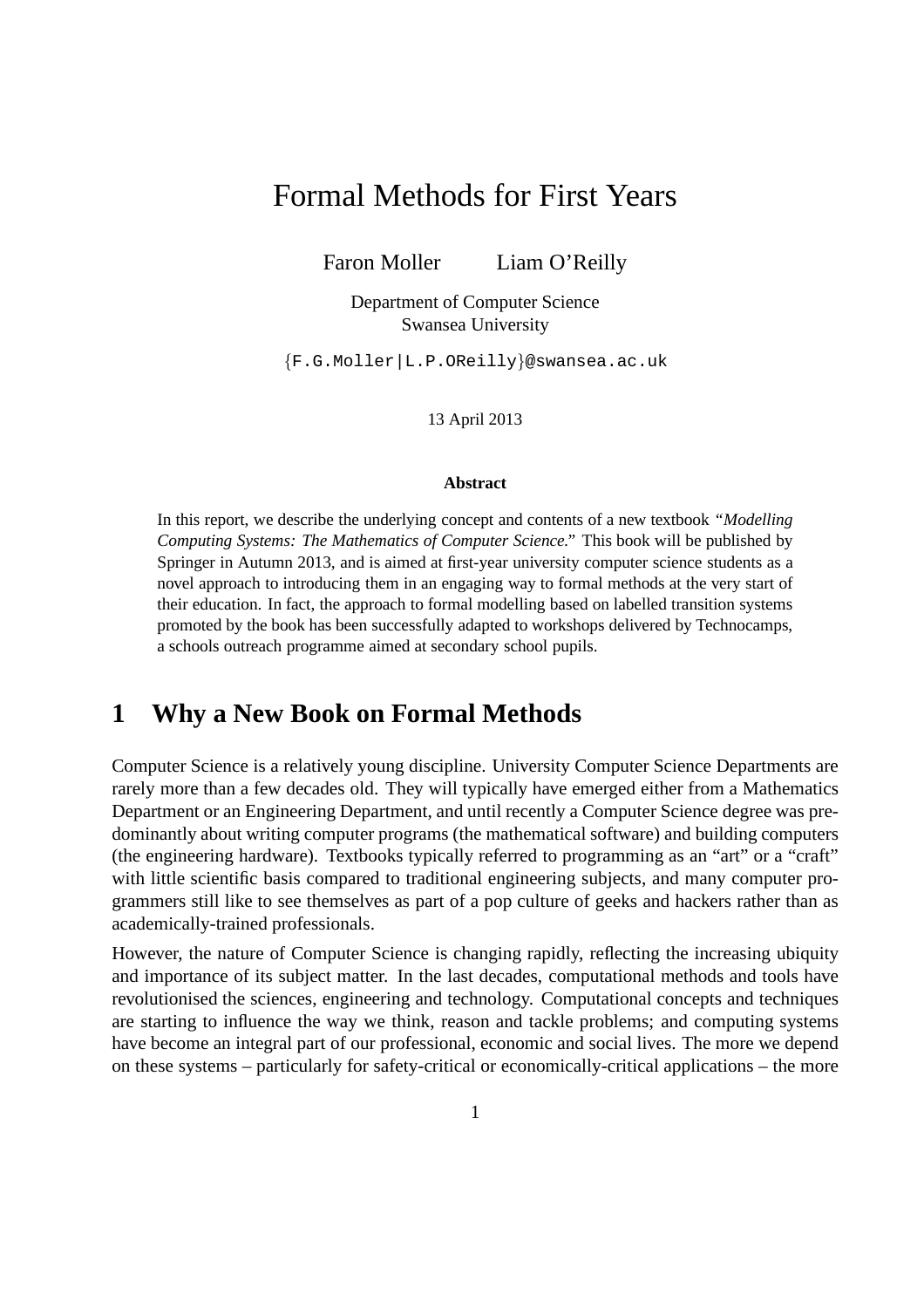# Formal Methods for First Years

Faron Moller    Liam O'Reilly

Department of Computer Science
Swansea University

{F.G.Moller|L.P.OReilly}@swansea.ac.uk

13 April 2013

**Abstract**

In this report, we describe the underlying concept and contents of a new textbook "*Modelling Computing Systems: The Mathematics of Computer Science*." This book will be published by Springer in Autumn 2013, and is aimed at first-year university computer science students as a novel approach to introducing them in an engaging way to formal methods at the very start of their education. In fact, the approach to formal modelling based on labelled transition systems promoted by the book has been successfully adapted to workshops delivered by Technocamps, a schools outreach programme aimed at secondary school pupils.

## 1 Why a New Book on Formal Methods

Computer Science is a relatively young discipline. University Computer Science Departments are rarely more than a few decades old. They will typically have emerged either from a Mathematics Department or an Engineering Department, and until recently a Computer Science degree was predominantly about writing computer programs (the mathematical software) and building computers (the engineering hardware). Textbooks typically referred to programming as an "art" or a "craft" with little scientific basis compared to traditional engineering subjects, and many computer programmers still like to see themselves as part of a pop culture of geeks and hackers rather than as academically-trained professionals.

However, the nature of Computer Science is changing rapidly, reflecting the increasing ubiquity and importance of its subject matter. In the last decades, computational methods and tools have revolutionised the sciences, engineering and technology. Computational concepts and techniques are starting to influence the way we think, reason and tackle problems; and computing systems have become an integral part of our professional, economic and social lives. The more we depend on these systems – particularly for safety-critical or economically-critical applications – the more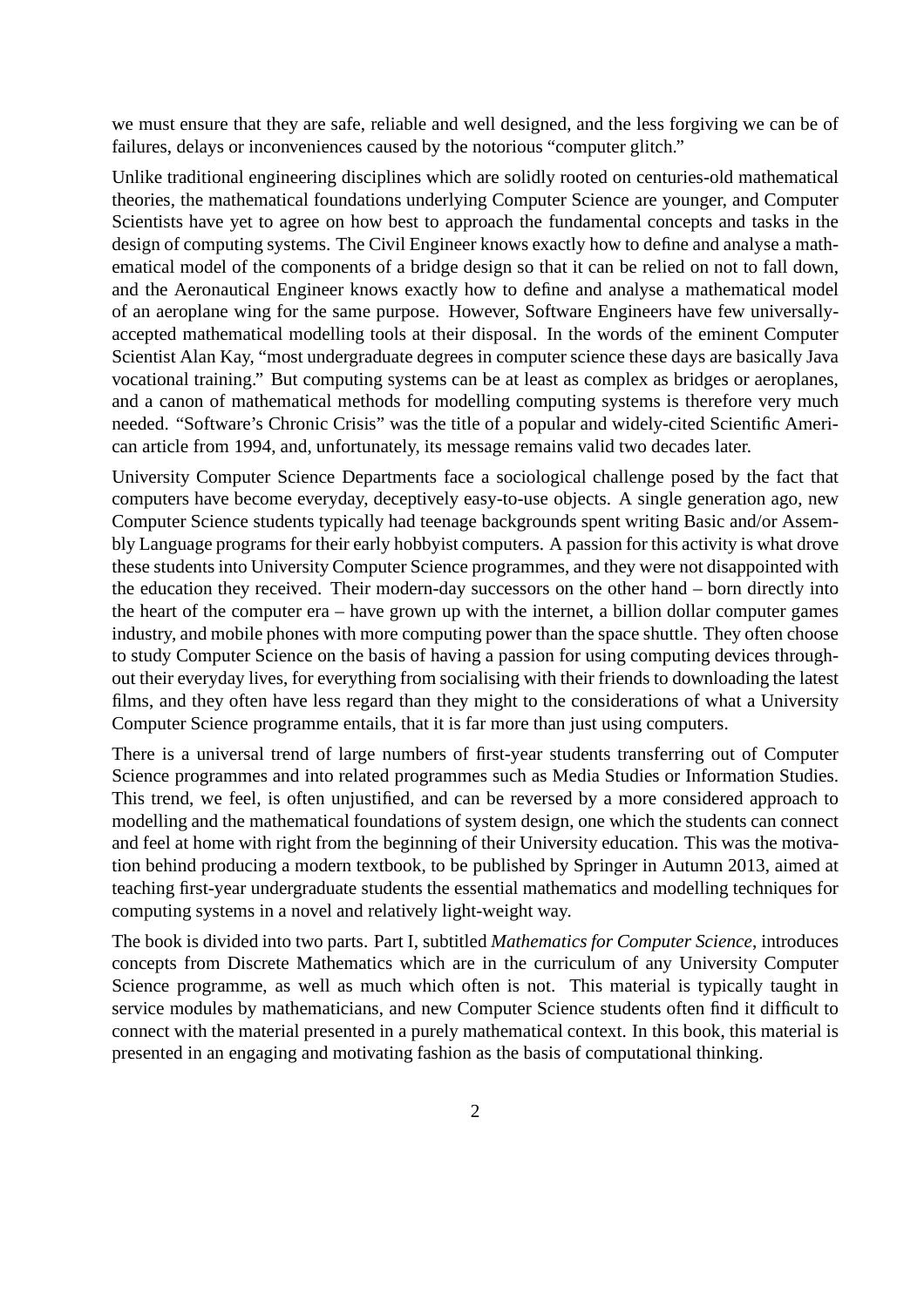we must ensure that they are safe, reliable and well designed, and the less forgiving we can be of failures, delays or inconveniences caused by the notorious "computer glitch."

Unlike traditional engineering disciplines which are solidly rooted on centuries-old mathematical theories, the mathematical foundations underlying Computer Science are younger, and Computer Scientists have yet to agree on how best to approach the fundamental concepts and tasks in the design of computing systems. The Civil Engineer knows exactly how to define and analyse a mathematical model of the components of a bridge design so that it can be relied on not to fall down, and the Aeronautical Engineer knows exactly how to define and analyse a mathematical model of an aeroplane wing for the same purpose. However, Software Engineers have few universally-accepted mathematical modelling tools at their disposal. In the words of the eminent Computer Scientist Alan Kay, "most undergraduate degrees in computer science these days are basically Java vocational training." But computing systems can be at least as complex as bridges or aeroplanes, and a canon of mathematical methods for modelling computing systems is therefore very much needed. "Software's Chronic Crisis" was the title of a popular and widely-cited Scientific American article from 1994, and, unfortunately, its message remains valid two decades later.

University Computer Science Departments face a sociological challenge posed by the fact that computers have become everyday, deceptively easy-to-use objects. A single generation ago, new Computer Science students typically had teenage backgrounds spent writing Basic and/or Assembly Language programs for their early hobbyist computers. A passion for this activity is what drove these students into University Computer Science programmes, and they were not disappointed with the education they received. Their modern-day successors on the other hand – born directly into the heart of the computer era – have grown up with the internet, a billion dollar computer games industry, and mobile phones with more computing power than the space shuttle. They often choose to study Computer Science on the basis of having a passion for using computing devices throughout their everyday lives, for everything from socialising with their friends to downloading the latest films, and they often have less regard than they might to the considerations of what a University Computer Science programme entails, that it is far more than just using computers.

There is a universal trend of large numbers of first-year students transferring out of Computer Science programmes and into related programmes such as Media Studies or Information Studies. This trend, we feel, is often unjustified, and can be reversed by a more considered approach to modelling and the mathematical foundations of system design, one which the students can connect and feel at home with right from the beginning of their University education. This was the motivation behind producing a modern textbook, to be published by Springer in Autumn 2013, aimed at teaching first-year undergraduate students the essential mathematics and modelling techniques for computing systems in a novel and relatively light-weight way.

The book is divided into two parts. Part I, subtitled *Mathematics for Computer Science*, introduces concepts from Discrete Mathematics which are in the curriculum of any University Computer Science programme, as well as much which often is not. This material is typically taught in service modules by mathematicians, and new Computer Science students often find it difficult to connect with the material presented in a purely mathematical context. In this book, this material is presented in an engaging and motivating fashion as the basis of computational thinking.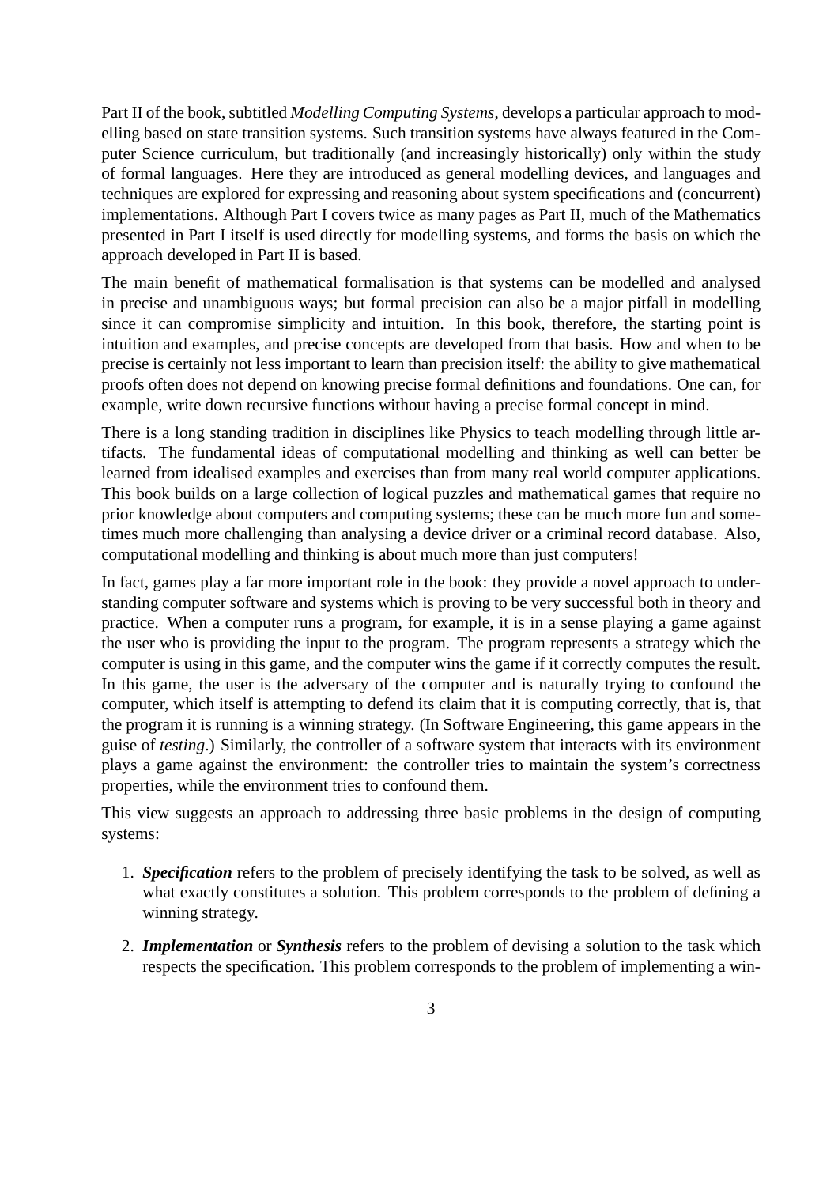Part II of the book, subtitled *Modelling Computing Systems*, develops a particular approach to modelling based on state transition systems. Such transition systems have always featured in the Computer Science curriculum, but traditionally (and increasingly historically) only within the study of formal languages. Here they are introduced as general modelling devices, and languages and techniques are explored for expressing and reasoning about system specifications and (concurrent) implementations. Although Part I covers twice as many pages as Part II, much of the Mathematics presented in Part I itself is used directly for modelling systems, and forms the basis on which the approach developed in Part II is based.

The main benefit of mathematical formalisation is that systems can be modelled and analysed in precise and unambiguous ways; but formal precision can also be a major pitfall in modelling since it can compromise simplicity and intuition. In this book, therefore, the starting point is intuition and examples, and precise concepts are developed from that basis. How and when to be precise is certainly not less important to learn than precision itself: the ability to give mathematical proofs often does not depend on knowing precise formal definitions and foundations. One can, for example, write down recursive functions without having a precise formal concept in mind.

There is a long standing tradition in disciplines like Physics to teach modelling through little artifacts. The fundamental ideas of computational modelling and thinking as well can better be learned from idealised examples and exercises than from many real world computer applications. This book builds on a large collection of logical puzzles and mathematical games that require no prior knowledge about computers and computing systems; these can be much more fun and sometimes much more challenging than analysing a device driver or a criminal record database. Also, computational modelling and thinking is about much more than just computers!

In fact, games play a far more important role in the book: they provide a novel approach to understanding computer software and systems which is proving to be very successful both in theory and practice. When a computer runs a program, for example, it is in a sense playing a game against the user who is providing the input to the program. The program represents a strategy which the computer is using in this game, and the computer wins the game if it correctly computes the result. In this game, the user is the adversary of the computer and is naturally trying to confound the computer, which itself is attempting to defend its claim that it is computing correctly, that is, that the program it is running is a winning strategy. (In Software Engineering, this game appears in the guise of *testing*.) Similarly, the controller of a software system that interacts with its environment plays a game against the environment: the controller tries to maintain the system's correctness properties, while the environment tries to confound them.

This view suggests an approach to addressing three basic problems in the design of computing systems:

1. ***Specification*** refers to the problem of precisely identifying the task to be solved, as well as what exactly constitutes a solution. This problem corresponds to the problem of defining a winning strategy.
2. ***Implementation*** or ***Synthesis*** refers to the problem of devising a solution to the task which respects the specification. This problem corresponds to the problem of implementing a win-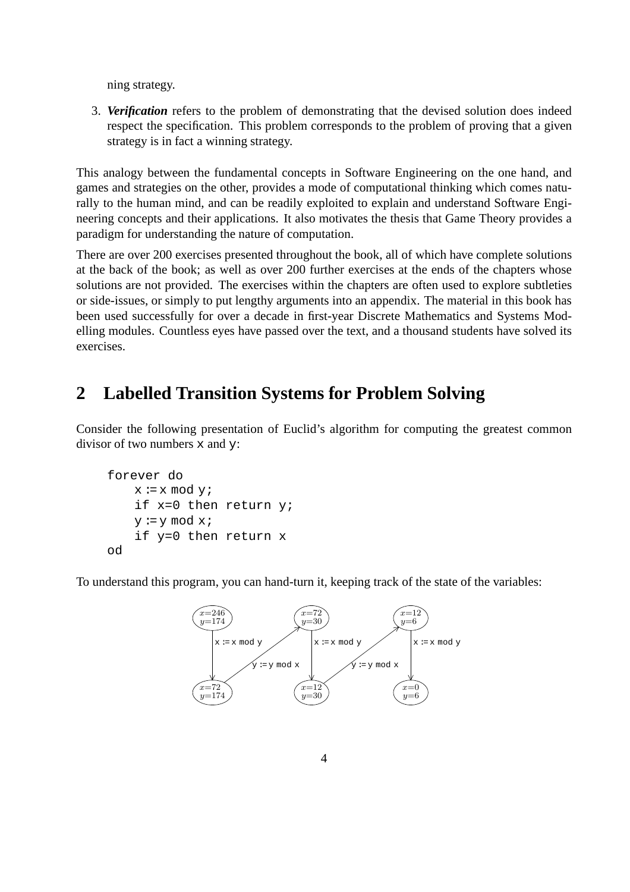ning strategy.

3. ***Verification*** refers to the problem of demonstrating that the devised solution does indeed respect the specification. This problem corresponds to the problem of proving that a given strategy is in fact a winning strategy.

This analogy between the fundamental concepts in Software Engineering on the one hand, and games and strategies on the other, provides a mode of computational thinking which comes naturally to the human mind, and can be readily exploited to explain and understand Software Engineering concepts and their applications. It also motivates the thesis that Game Theory provides a paradigm for understanding the nature of computation.

There are over 200 exercises presented throughout the book, all of which have complete solutions at the back of the book; as well as over 200 further exercises at the ends of the chapters whose solutions are not provided. The exercises within the chapters are often used to explore subtleties or side-issues, or simply to put lengthy arguments into an appendix. The material in this book has been used successfully for over a decade in first-year Discrete Mathematics and Systems Modelling modules. Countless eyes have passed over the text, and a thousand students have solved its exercises.

## 2 Labelled Transition Systems for Problem Solving

Consider the following presentation of Euclid's algorithm for computing the greatest common divisor of two numbers `x` and `y`:

```
forever do
    x := x mod y;
    if x=0 then return y;
    y := y mod x;
    if y=0 then return x
od
```

To understand this program, you can hand-turn it, keeping track of the state of the variables:

$(x=246, y=174) \xrightarrow{\texttt{x := x mod y}} (x=72, y=174) \xrightarrow{\texttt{y := y mod x}} (x=72, y=30) \xrightarrow{\texttt{x := x mod y}} (x=12, y=30) \xrightarrow{\texttt{y := y mod x}} (x=12, y=6) \xrightarrow{\texttt{x := x mod y}} (x=0, y=6)$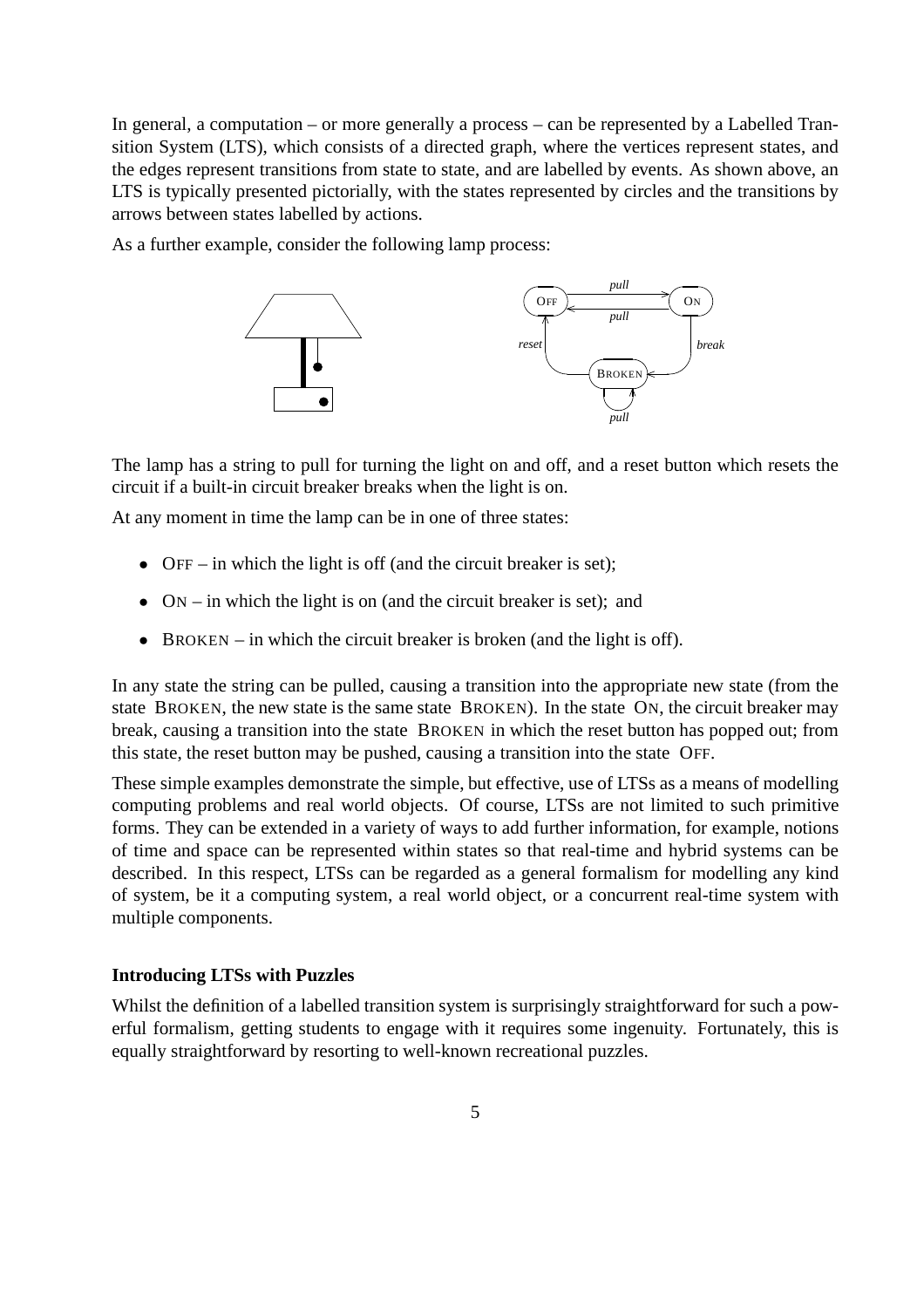In general, a computation – or more generally a process – can be represented by a Labelled Transition System (LTS), which consists of a directed graph, where the vertices represent states, and the edges represent transitions from state to state, and are labelled by events. As shown above, an LTS is typically presented pictorially, with the states represented by circles and the transitions by arrows between states labelled by actions.

As a further example, consider the following lamp process:

The lamp has a string to pull for turning the light on and off, and a reset button which resets the circuit if a built-in circuit breaker breaks when the light is on.

At any moment in time the lamp can be in one of three states:

- OFF – in which the light is off (and the circuit breaker is set);
- ON – in which the light is on (and the circuit breaker is set); and
- BROKEN – in which the circuit breaker is broken (and the light is off).

In any state the string can be pulled, causing a transition into the appropriate new state (from the state BROKEN, the new state is the same state BROKEN). In the state ON, the circuit breaker may break, causing a transition into the state BROKEN in which the reset button has popped out; from this state, the reset button may be pushed, causing a transition into the state OFF.

These simple examples demonstrate the simple, but effective, use of LTSs as a means of modelling computing problems and real world objects. Of course, LTSs are not limited to such primitive forms. They can be extended in a variety of ways to add further information, for example, notions of time and space can be represented within states so that real-time and hybrid systems can be described. In this respect, LTSs can be regarded as a general formalism for modelling any kind of system, be it a computing system, a real world object, or a concurrent real-time system with multiple components.

**Introducing LTSs with Puzzles**

Whilst the definition of a labelled transition system is surprisingly straightforward for such a powerful formalism, getting students to engage with it requires some ingenuity. Fortunately, this is equally straightforward by resorting to well-known recreational puzzles.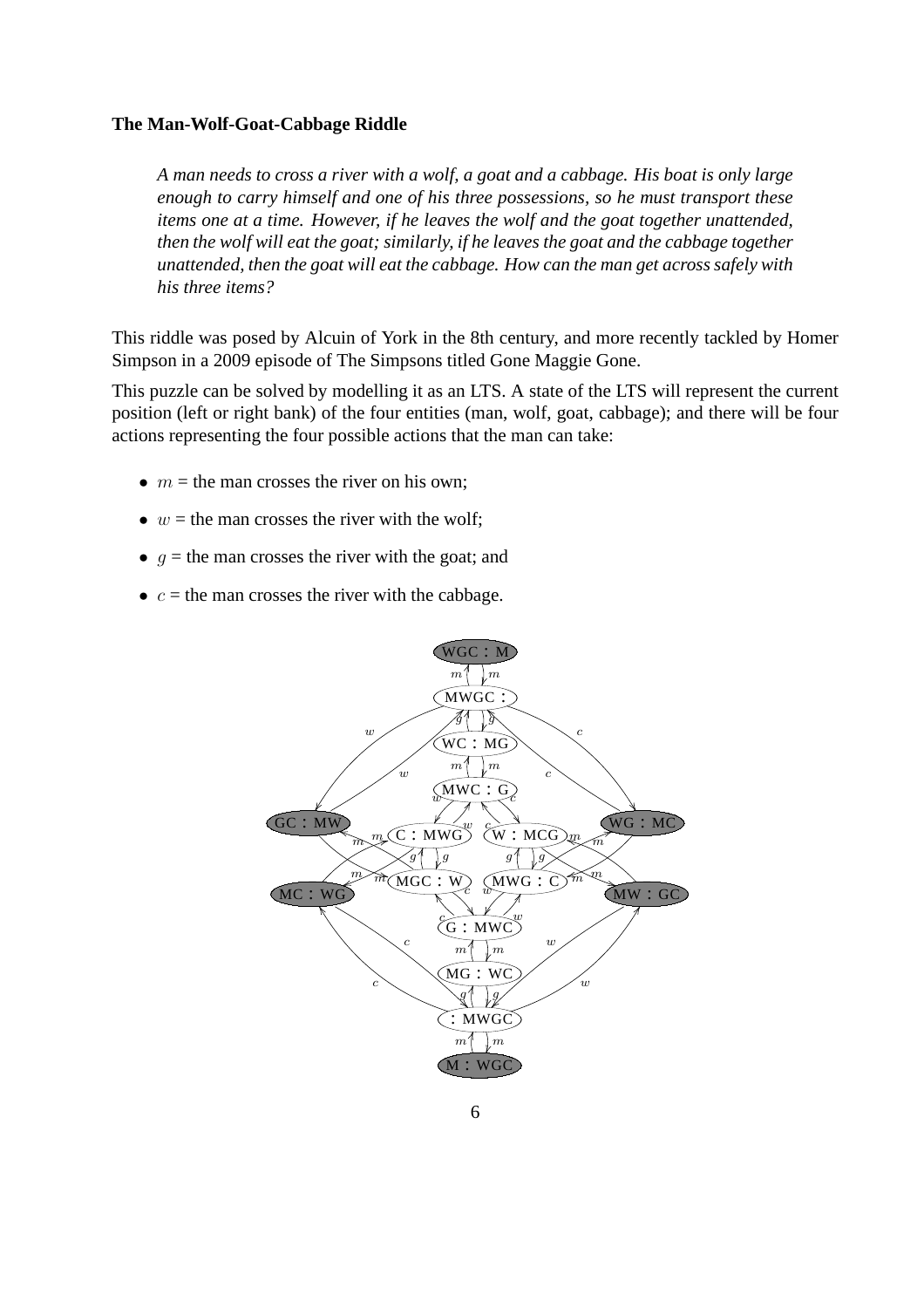**The Man-Wolf-Goat-Cabbage Riddle**

> *A man needs to cross a river with a wolf, a goat and a cabbage. His boat is only large enough to carry himself and one of his three possessions, so he must transport these items one at a time. However, if he leaves the wolf and the goat together unattended, then the wolf will eat the goat; similarly, if he leaves the goat and the cabbage together unattended, then the goat will eat the cabbage. How can the man get across safely with his three items?*

This riddle was posed by Alcuin of York in the 8th century, and more recently tackled by Homer Simpson in a 2009 episode of The Simpsons titled Gone Maggie Gone.

This puzzle can be solved by modelling it as an LTS. A state of the LTS will represent the current position (left or right bank) of the four entities (man, wolf, goat, cabbage); and there will be four actions representing the four possible actions that the man can take:

- $m$ = the man crosses the river on his own;
- $w$ = the man crosses the river with the wolf;
- $g$ = the man crosses the river with the goat; and
- $c$ = the man crosses the river with the cabbage.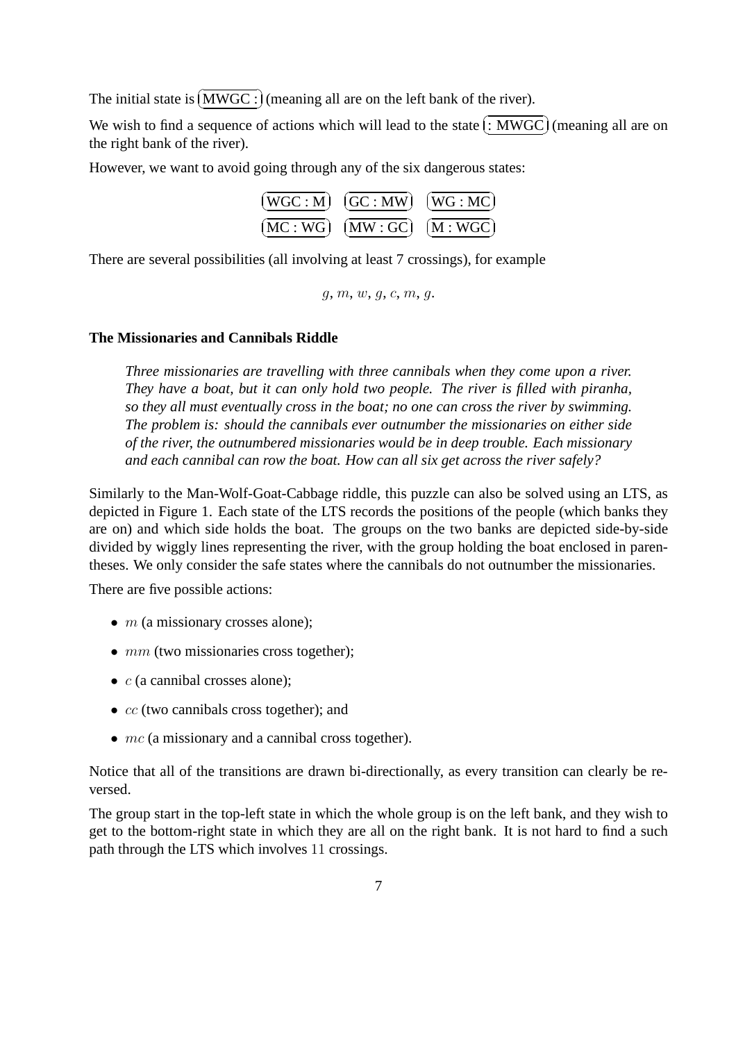The initial state is (MWGC : ) (meaning all are on the left bank of the river).

We wish to find a sequence of actions which will lead to the state ( : MWGC) (meaning all are on the right bank of the river).

However, we want to avoid going through any of the six dangerous states:

(WGC : M) (GC : MW) (WG : MC)

(MC : WG) (MW : GC) (M : WGC)

There are several possibilities (all involving at least 7 crossings), for example

$$g, m, w, g, c, m, g.$$

**The Missionaries and Cannibals Riddle**

> *Three missionaries are travelling with three cannibals when they come upon a river. They have a boat, but it can only hold two people. The river is filled with piranha, so they all must eventually cross in the boat; no one can cross the river by swimming. The problem is: should the cannibals ever outnumber the missionaries on either side of the river, the outnumbered missionaries would be in deep trouble. Each missionary and each cannibal can row the boat. How can all six get across the river safely?*

Similarly to the Man-Wolf-Goat-Cabbage riddle, this puzzle can also be solved using an LTS, as depicted in Figure 1. Each state of the LTS records the positions of the people (which banks they are on) and which side holds the boat. The groups on the two banks are depicted side-by-side divided by wiggly lines representing the river, with the group holding the boat enclosed in parentheses. We only consider the safe states where the cannibals do not outnumber the missionaries.

There are five possible actions:

- $m$ (a missionary crosses alone);
- $mm$ (two missionaries cross together);
- $c$ (a cannibal crosses alone);
- $cc$ (two cannibals cross together); and
- $mc$ (a missionary and a cannibal cross together).

Notice that all of the transitions are drawn bi-directionally, as every transition can clearly be reversed.

The group start in the top-left state in which the whole group is on the left bank, and they wish to get to the bottom-right state in which they are all on the right bank. It is not hard to find a such path through the LTS which involves 11 crossings.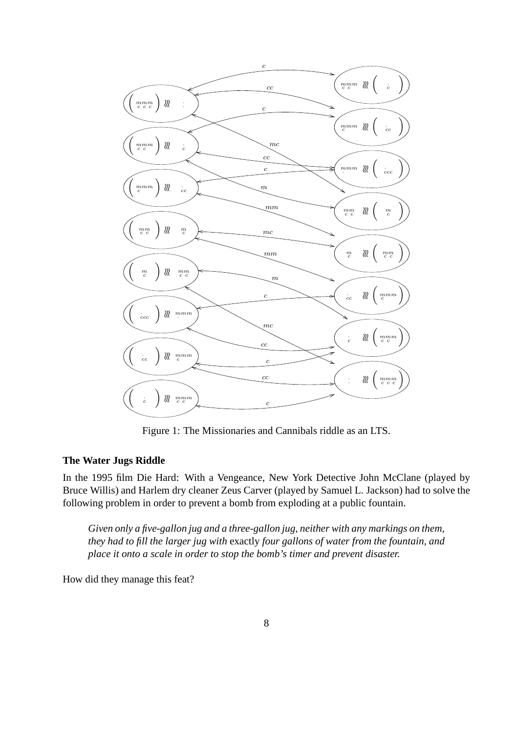Figure 1: The Missionaries and Cannibals riddle as an LTS.

**The Water Jugs Riddle**

In the 1995 film Die Hard: With a Vengeance, New York Detective John McClane (played by Bruce Willis) and Harlem dry cleaner Zeus Carver (played by Samuel L. Jackson) had to solve the following problem in order to prevent a bomb from exploding at a public fountain.

> *Given only a five-gallon jug and a three-gallon jug, neither with any markings on them, they had to fill the larger jug with* exactly *four gallons of water from the fountain, and place it onto a scale in order to stop the bomb's timer and prevent disaster.*

How did they manage this feat?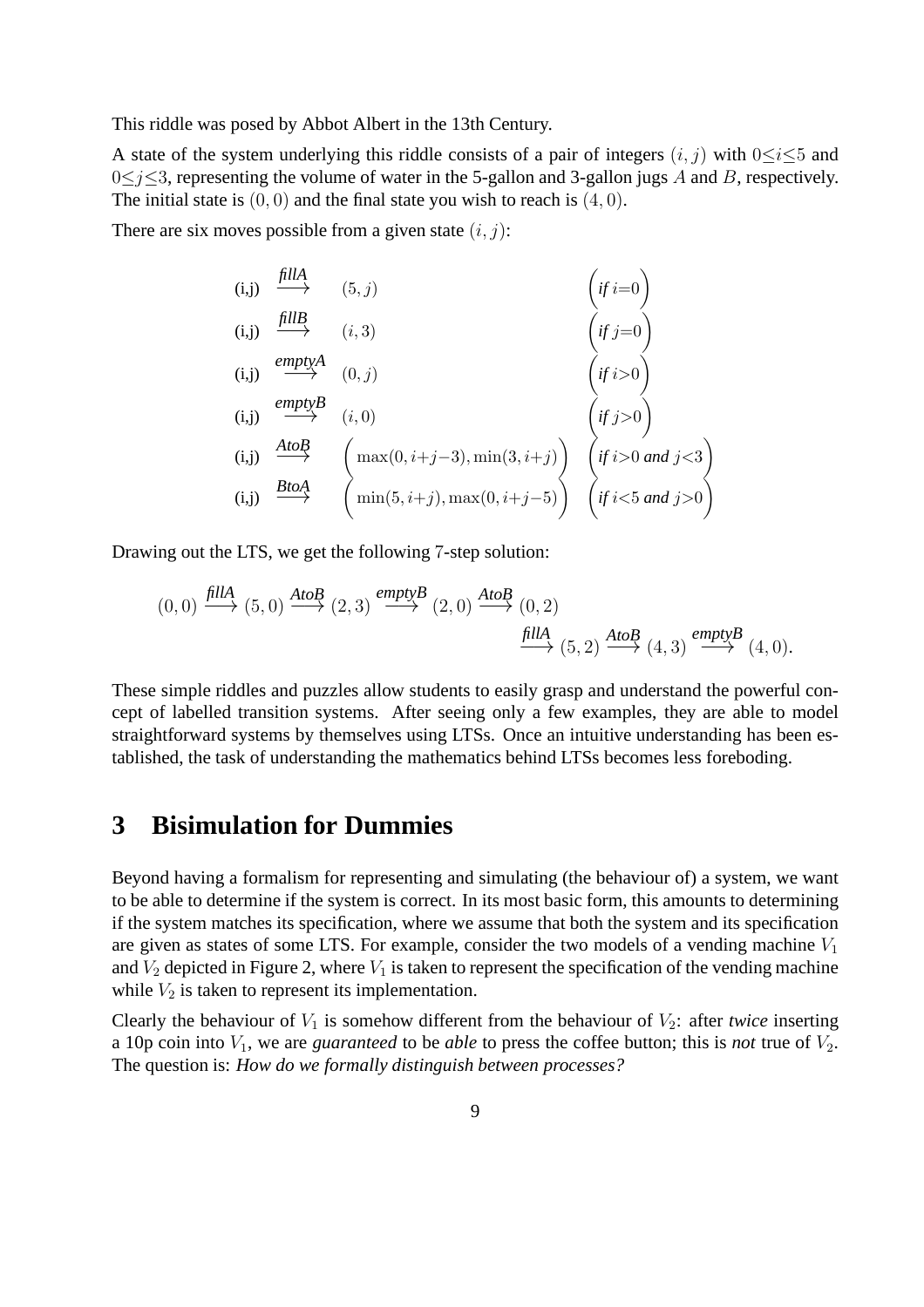This riddle was posed by Abbot Albert in the 13th Century.

A state of the system underlying this riddle consists of a pair of integers $(i,j)$ with $0 \le i \le 5$ and $0 \le j \le 3$, representing the volume of water in the 5-gallon and 3-gallon jugs $A$ and $B$, respectively. The initial state is $(0,0)$ and the final state you wish to reach is $(4,0)$.

There are six moves possible from a given state $(i,j)$:

$$
\begin{array}{llll}
(i,j) & \xrightarrow{\textit{fillA}} & (5,j) & \left(\textit{if } i{=}0\right) \\
(i,j) & \xrightarrow{\textit{fillB}} & (i,3) & \left(\textit{if } j{=}0\right) \\
(i,j) & \xrightarrow{\textit{emptyA}} & (0,j) & \left(\textit{if } i{>}0\right) \\
(i,j) & \xrightarrow{\textit{emptyB}} & (i,0) & \left(\textit{if } j{>}0\right) \\
(i,j) & \xrightarrow{\textit{AtoB}} & \left(\max(0, i{+}j{-}3), \min(3, i{+}j)\right) & \left(\textit{if } i{>}0 \textit{ and } j{<}3\right) \\
(i,j) & \xrightarrow{\textit{BtoA}} & \left(\min(5, i{+}j), \max(0, i{+}j{-}5)\right) & \left(\textit{if } i{<}5 \textit{ and } j{>}0\right)
\end{array}
$$

Drawing out the LTS, we get the following 7-step solution:

$$
(0,0) \xrightarrow{\textit{fillA}} (5,0) \xrightarrow{\textit{AtoB}} (2,3) \xrightarrow{\textit{emptyB}} (2,0) \xrightarrow{\textit{AtoB}} (0,2) \xrightarrow{\textit{fillA}} (5,2) \xrightarrow{\textit{AtoB}} (4,3) \xrightarrow{\textit{emptyB}} (4,0).
$$

These simple riddles and puzzles allow students to easily grasp and understand the powerful concept of labelled transition systems. After seeing only a few examples, they are able to model straightforward systems by themselves using LTSs. Once an intuitive understanding has been established, the task of understanding the mathematics behind LTSs becomes less foreboding.

## 3 Bisimulation for Dummies

Beyond having a formalism for representing and simulating (the behaviour of) a system, we want to be able to determine if the system is correct. In its most basic form, this amounts to determining if the system matches its specification, where we assume that both the system and its specification are given as states of some LTS. For example, consider the two models of a vending machine $V_1$ and $V_2$ depicted in Figure 2, where $V_1$ is taken to represent the specification of the vending machine while $V_2$ is taken to represent its implementation.

Clearly the behaviour of $V_1$ is somehow different from the behaviour of $V_2$: after *twice* inserting a 10p coin into $V_1$, we are *guaranteed* to be *able* to press the coffee button; this is *not* true of $V_2$. The question is: *How do we formally distinguish between processes?*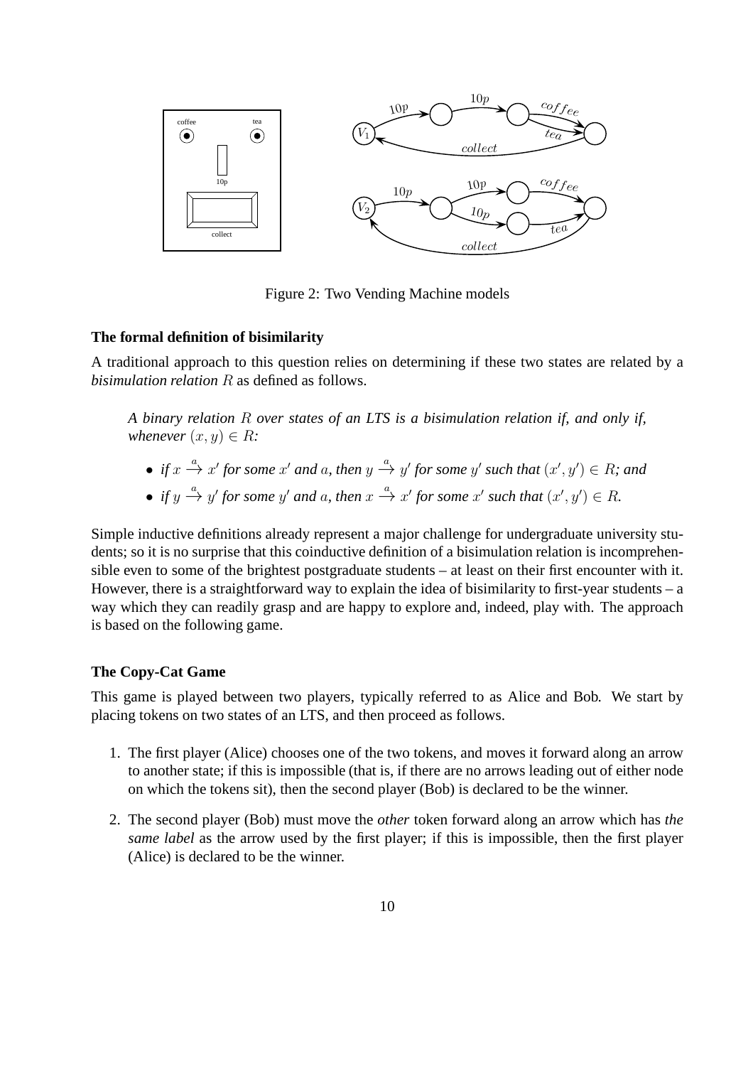Figure 2: Two Vending Machine models

### The formal definition of bisimilarity

A traditional approach to this question relies on determining if these two states are related by a *bisimulation relation* $R$ as defined as follows.

> *A binary relation $R$ over states of an LTS is a bisimulation relation if, and only if, whenever $(x, y) \in R$:*
>
> - *if $x \xrightarrow{a} x'$ for some $x'$ and $a$, then $y \xrightarrow{a} y'$ for some $y'$ such that $(x', y') \in R$; and*
> - *if $y \xrightarrow{a} y'$ for some $y'$ and $a$, then $x \xrightarrow{a} x'$ for some $x'$ such that $(x', y') \in R$.*

Simple inductive definitions already represent a major challenge for undergraduate university students; so it is no surprise that this coinductive definition of a bisimulation relation is incomprehensible even to some of the brightest postgraduate students – at least on their first encounter with it. However, there is a straightforward way to explain the idea of bisimilarity to first-year students – a way which they can readily grasp and are happy to explore and, indeed, play with. The approach is based on the following game.

### The Copy-Cat Game

This game is played between two players, typically referred to as Alice and Bob. We start by placing tokens on two states of an LTS, and then proceed as follows.

1. The first player (Alice) chooses one of the two tokens, and moves it forward along an arrow to another state; if this is impossible (that is, if there are no arrows leading out of either node on which the tokens sit), then the second player (Bob) is declared to be the winner.
2. The second player (Bob) must move the *other* token forward along an arrow which has *the same label* as the arrow used by the first player; if this is impossible, then the first player (Alice) is declared to be the winner.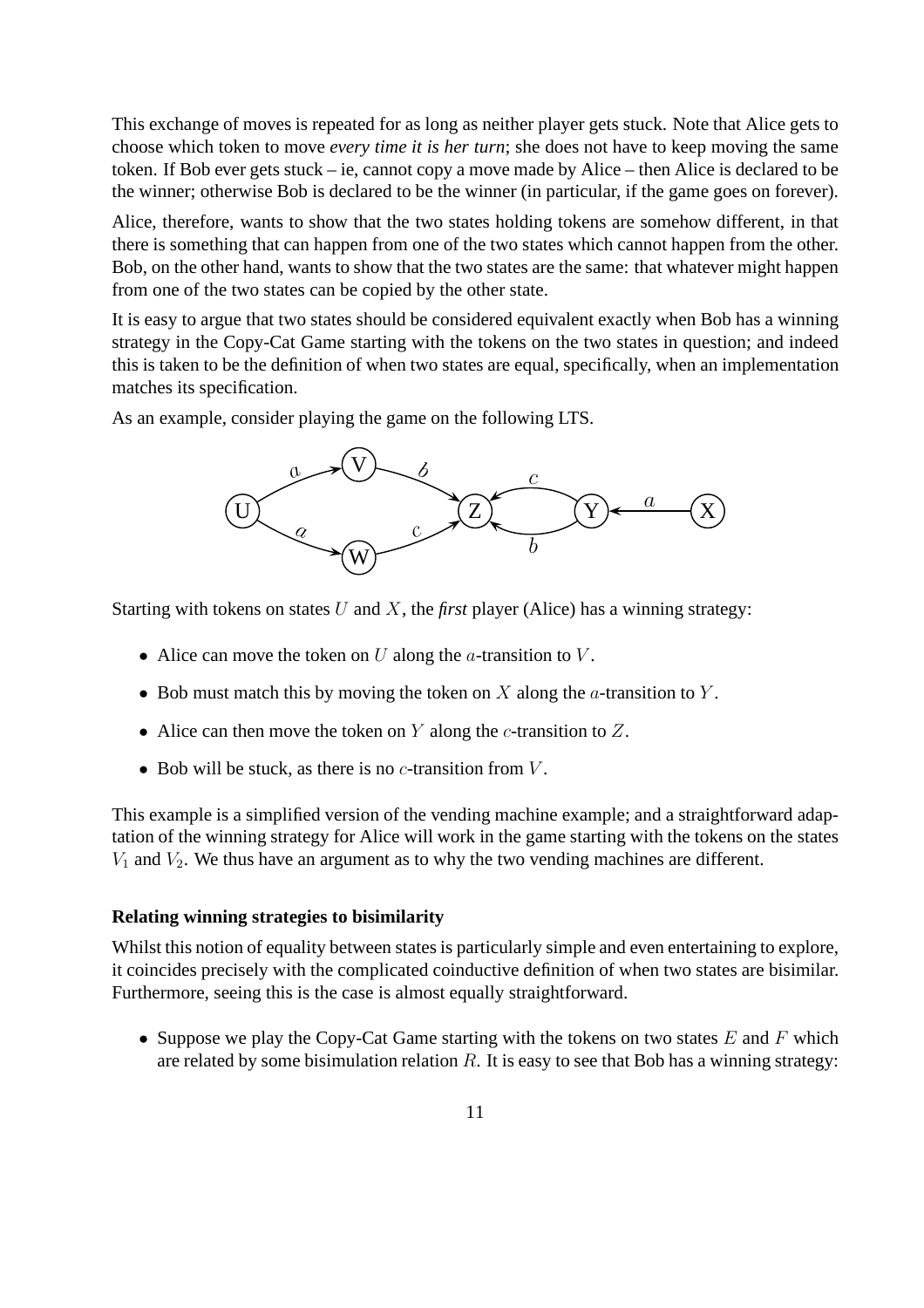This exchange of moves is repeated for as long as neither player gets stuck. Note that Alice gets to choose which token to move *every time it is her turn*; she does not have to keep moving the same token. If Bob ever gets stuck – ie, cannot copy a move made by Alice – then Alice is declared to be the winner; otherwise Bob is declared to be the winner (in particular, if the game goes on forever).

Alice, therefore, wants to show that the two states holding tokens are somehow different, in that there is something that can happen from one of the two states which cannot happen from the other. Bob, on the other hand, wants to show that the two states are the same: that whatever might happen from one of the two states can be copied by the other state.

It is easy to argue that two states should be considered equivalent exactly when Bob has a winning strategy in the Copy-Cat Game starting with the tokens on the two states in question; and indeed this is taken to be the definition of when two states are equal, specifically, when an implementation matches its specification.

As an example, consider playing the game on the following LTS.

Starting with tokens on states $U$ and $X$, the *first* player (Alice) has a winning strategy:

- Alice can move the token on $U$ along the $a$-transition to $V$.
- Bob must match this by moving the token on $X$ along the $a$-transition to $Y$.
- Alice can then move the token on $Y$ along the $c$-transition to $Z$.
- Bob will be stuck, as there is no $c$-transition from $V$.

This example is a simplified version of the vending machine example; and a straightforward adaptation of the winning strategy for Alice will work in the game starting with the tokens on the states $V_1$ and $V_2$. We thus have an argument as to why the two vending machines are different.

**Relating winning strategies to bisimilarity**

Whilst this notion of equality between states is particularly simple and even entertaining to explore, it coincides precisely with the complicated coinductive definition of when two states are bisimilar. Furthermore, seeing this is the case is almost equally straightforward.

- Suppose we play the Copy-Cat Game starting with the tokens on two states $E$ and $F$ which are related by some bisimulation relation $R$. It is easy to see that Bob has a winning strategy: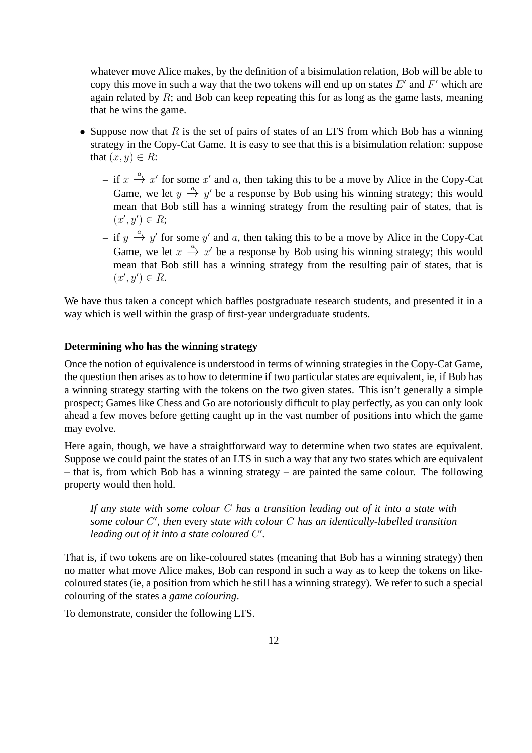whatever move Alice makes, by the definition of a bisimulation relation, Bob will be able to copy this move in such a way that the two tokens will end up on states $E'$ and $F'$ which are again related by $R$; and Bob can keep repeating this for as long as the game lasts, meaning that he wins the game.

- Suppose now that $R$ is the set of pairs of states of an LTS from which Bob has a winning strategy in the Copy-Cat Game. It is easy to see that this is a bisimulation relation: suppose that $(x, y) \in R$:
  - if $x \xrightarrow{a} x'$ for some $x'$ and $a$, then taking this to be a move by Alice in the Copy-Cat Game, we let $y \xrightarrow{a} y'$ be a response by Bob using his winning strategy; this would mean that Bob still has a winning strategy from the resulting pair of states, that is $(x', y') \in R$;
  - if $y \xrightarrow{a} y'$ for some $y'$ and $a$, then taking this to be a move by Alice in the Copy-Cat Game, we let $x \xrightarrow{a} x'$ be a response by Bob using his winning strategy; this would mean that Bob still has a winning strategy from the resulting pair of states, that is $(x', y') \in R$.

We have thus taken a concept which baffles postgraduate research students, and presented it in a way which is well within the grasp of first-year undergraduate students.

**Determining who has the winning strategy**

Once the notion of equivalence is understood in terms of winning strategies in the Copy-Cat Game, the question then arises as to how to determine if two particular states are equivalent, ie, if Bob has a winning strategy starting with the tokens on the two given states. This isn't generally a simple prospect; Games like Chess and Go are notoriously difficult to play perfectly, as you can only look ahead a few moves before getting caught up in the vast number of positions into which the game may evolve.

Here again, though, we have a straightforward way to determine when two states are equivalent. Suppose we could paint the states of an LTS in such a way that any two states which are equivalent – that is, from which Bob has a winning strategy – are painted the same colour. The following property would then hold.

> *If any state with some colour $C$ has a transition leading out of it into a state with some colour $C'$, then* every *state with colour $C$ has an identically-labelled transition leading out of it into a state coloured $C'$.*

That is, if two tokens are on like-coloured states (meaning that Bob has a winning strategy) then no matter what move Alice makes, Bob can respond in such a way as to keep the tokens on like-coloured states (ie, a position from which he still has a winning strategy). We refer to such a special colouring of the states a *game colouring*.

To demonstrate, consider the following LTS.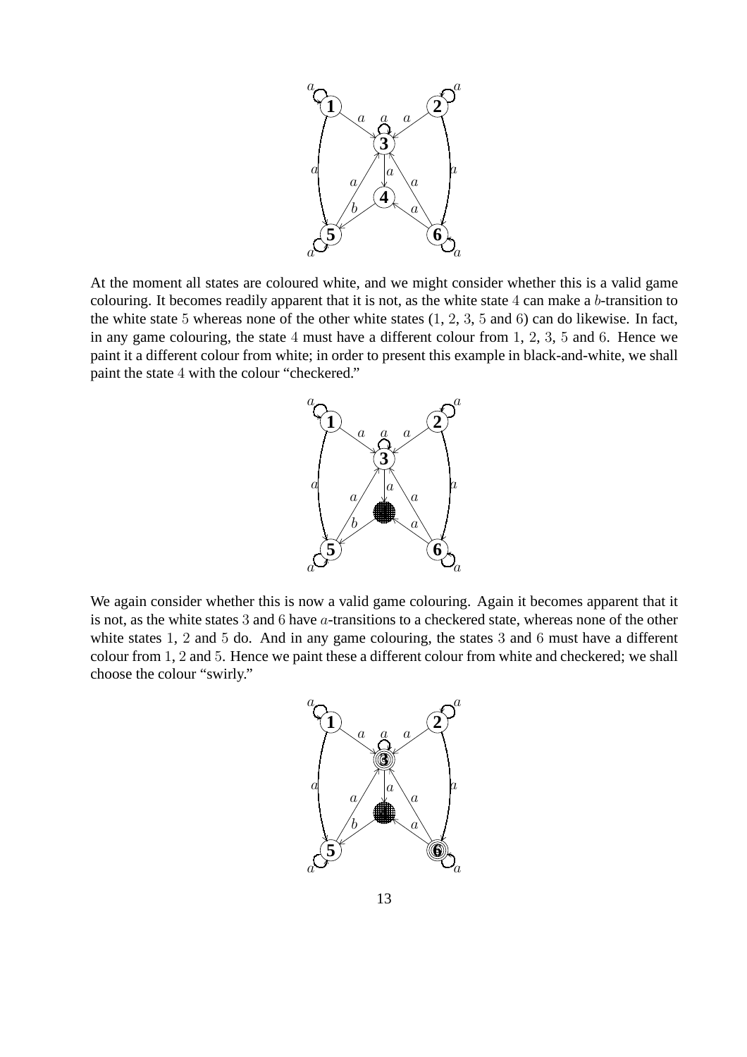At the moment all states are coloured white, and we might consider whether this is a valid game colouring. It becomes readily apparent that it is not, as the white state $4$ can make a $b$-transition to the white state $5$ whereas none of the other white states ($1$, $2$, $3$, $5$ and $6$) can do likewise. In fact, in any game colouring, the state $4$ must have a different colour from $1$, $2$, $3$, $5$ and $6$. Hence we paint it a different colour from white; in order to present this example in black-and-white, we shall paint the state $4$ with the colour "checkered."

We again consider whether this is now a valid game colouring. Again it becomes apparent that it is not, as the white states $3$ and $6$ have $a$-transitions to a checkered state, whereas none of the other white states $1$, $2$ and $5$ do. And in any game colouring, the states $3$ and $6$ must have a different colour from $1$, $2$ and $5$. Hence we paint these a different colour from white and checkered; we shall choose the colour "swirly."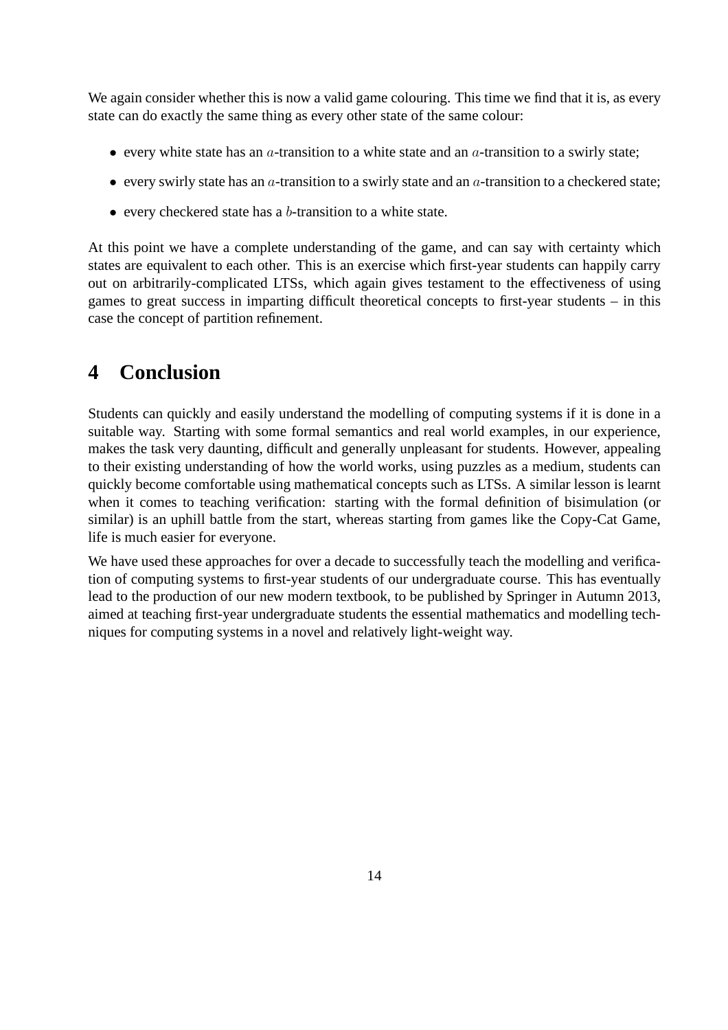We again consider whether this is now a valid game colouring. This time we find that it is, as every state can do exactly the same thing as every other state of the same colour:

- every white state has an $a$-transition to a white state and an $a$-transition to a swirly state;
- every swirly state has an $a$-transition to a swirly state and an $a$-transition to a checkered state;
- every checkered state has a $b$-transition to a white state.

At this point we have a complete understanding of the game, and can say with certainty which states are equivalent to each other. This is an exercise which first-year students can happily carry out on arbitrarily-complicated LTSs, which again gives testament to the effectiveness of using games to great success in imparting difficult theoretical concepts to first-year students – in this case the concept of partition refinement.

# 4 Conclusion

Students can quickly and easily understand the modelling of computing systems if it is done in a suitable way. Starting with some formal semantics and real world examples, in our experience, makes the task very daunting, difficult and generally unpleasant for students. However, appealing to their existing understanding of how the world works, using puzzles as a medium, students can quickly become comfortable using mathematical concepts such as LTSs. A similar lesson is learnt when it comes to teaching verification: starting with the formal definition of bisimulation (or similar) is an uphill battle from the start, whereas starting from games like the Copy-Cat Game, life is much easier for everyone.

We have used these approaches for over a decade to successfully teach the modelling and verification of computing systems to first-year students of our undergraduate course. This has eventually lead to the production of our new modern textbook, to be published by Springer in Autumn 2013, aimed at teaching first-year undergraduate students the essential mathematics and modelling techniques for computing systems in a novel and relatively light-weight way.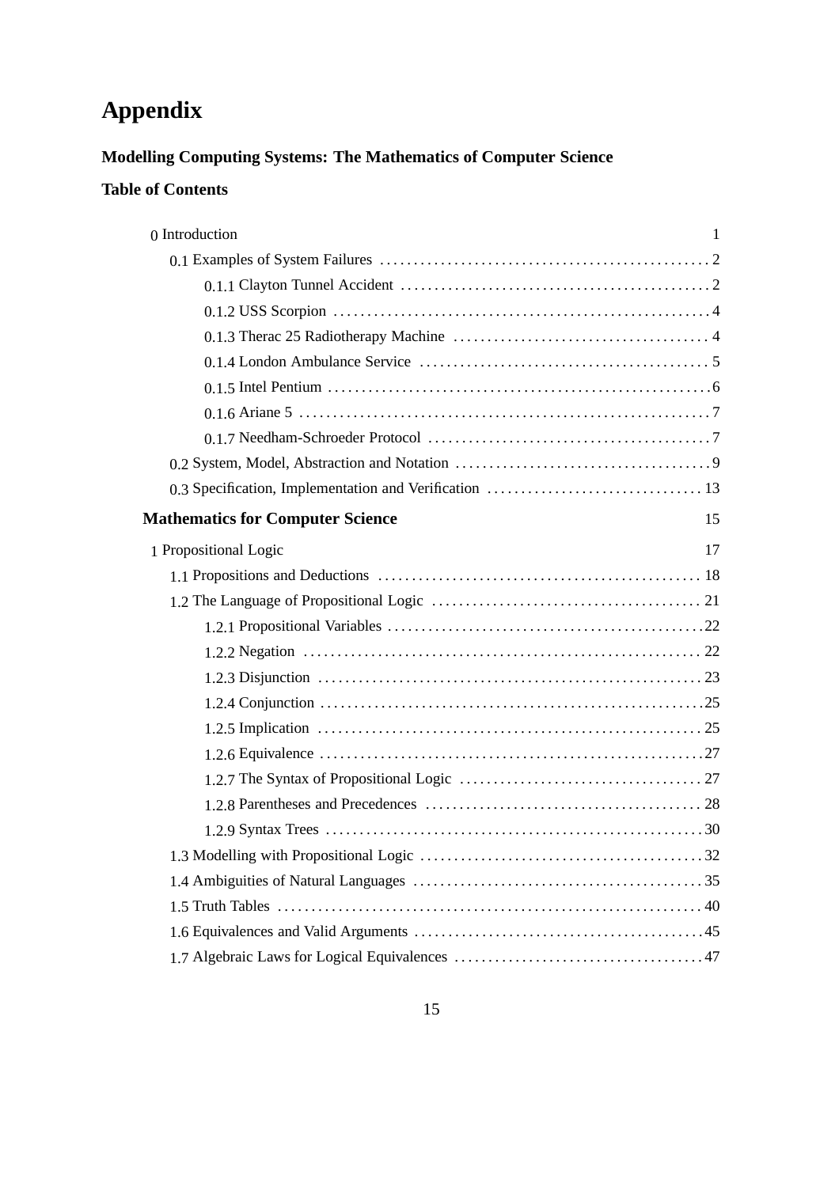# Appendix

**Modelling Computing Systems: The Mathematics of Computer Science**

**Table of Contents**

0 Introduction 1

- 0.1 Examples of System Failures ... 2
  - 0.1.1 Clayton Tunnel Accident ... 2
  - 0.1.2 USS Scorpion ... 4
  - 0.1.3 Therac 25 Radiotherapy Machine ... 4
  - 0.1.4 London Ambulance Service ... 5
  - 0.1.5 Intel Pentium ... 6
  - 0.1.6 Ariane 5 ... 7
  - 0.1.7 Needham-Schroeder Protocol ... 7
- 0.2 System, Model, Abstraction and Notation ... 9
- 0.3 Specification, Implementation and Verification ... 13

**Mathematics for Computer Science** 15

1 Propositional Logic 17

- 1.1 Propositions and Deductions ... 18
- 1.2 The Language of Propositional Logic ... 21
  - 1.2.1 Propositional Variables ... 22
  - 1.2.2 Negation ... 22
  - 1.2.3 Disjunction ... 23
  - 1.2.4 Conjunction ... 25
  - 1.2.5 Implication ... 25
  - 1.2.6 Equivalence ... 27
  - 1.2.7 The Syntax of Propositional Logic ... 27
  - 1.2.8 Parentheses and Precedences ... 28
  - 1.2.9 Syntax Trees ... 30
- 1.3 Modelling with Propositional Logic ... 32
- 1.4 Ambiguities of Natural Languages ... 35
- 1.5 Truth Tables ... 40
- 1.6 Equivalences and Valid Arguments ... 45
- 1.7 Algebraic Laws for Logical Equivalences ... 47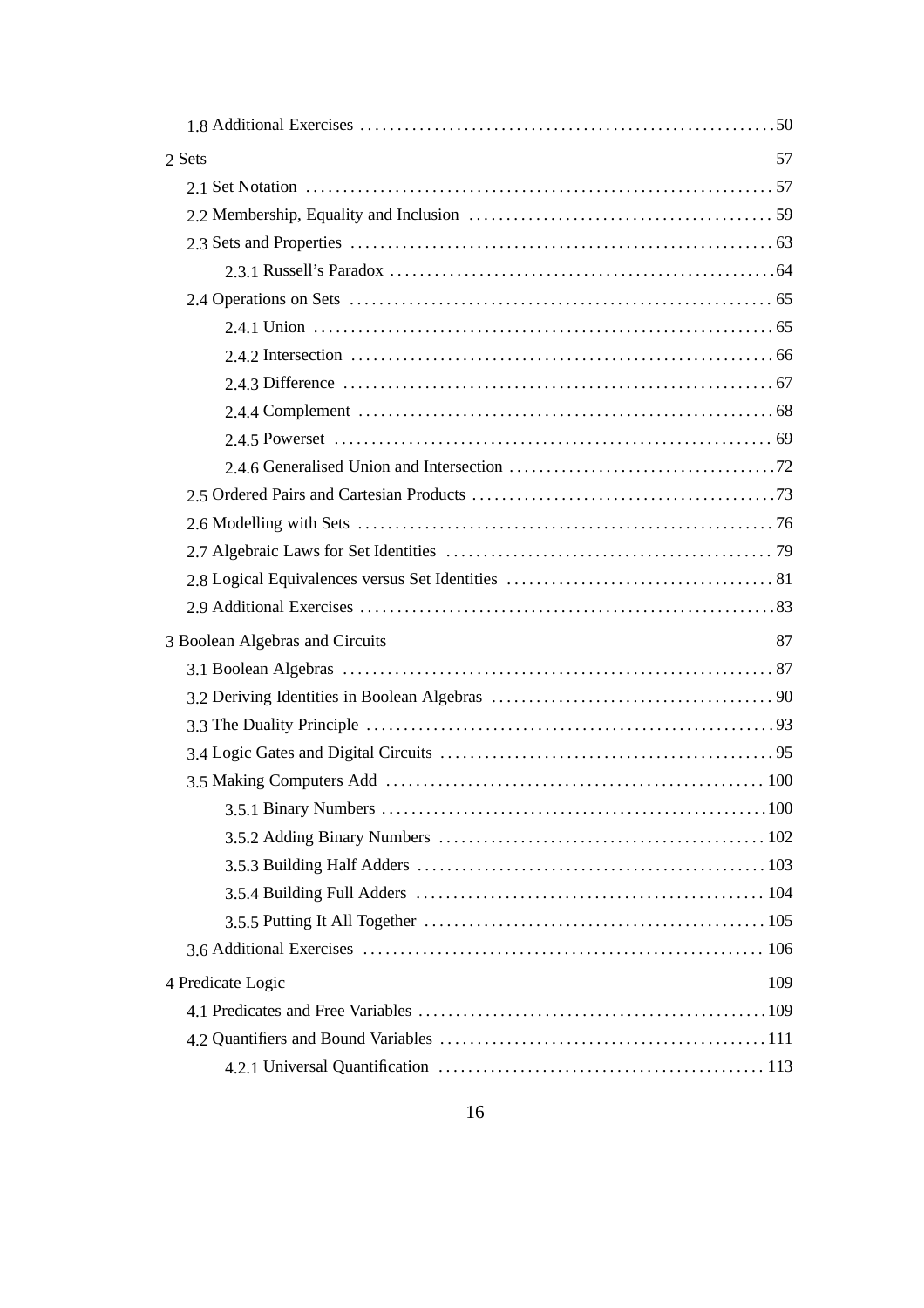1.8 Additional Exercises . . . . . . . . . . 50

2 Sets 57

2.1 Set Notation . . . . . . . . . . 57

2.2 Membership, Equality and Inclusion . . . . . . . . . . 59

2.3 Sets and Properties . . . . . . . . . . 63

2.3.1 Russell's Paradox . . . . . . . . . . 64

2.4 Operations on Sets . . . . . . . . . . 65

2.4.1 Union . . . . . . . . . . 65

2.4.2 Intersection . . . . . . . . . . 66

2.4.3 Difference . . . . . . . . . . 67

2.4.4 Complement . . . . . . . . . . 68

2.4.5 Powerset . . . . . . . . . . 69

2.4.6 Generalised Union and Intersection . . . . . . . . . . 72

2.5 Ordered Pairs and Cartesian Products . . . . . . . . . . 73

2.6 Modelling with Sets . . . . . . . . . . 76

2.7 Algebraic Laws for Set Identities . . . . . . . . . . 79

2.8 Logical Equivalences versus Set Identities . . . . . . . . . . 81

2.9 Additional Exercises . . . . . . . . . . 83

3 Boolean Algebras and Circuits 87

3.1 Boolean Algebras . . . . . . . . . . 87

3.2 Deriving Identities in Boolean Algebras . . . . . . . . . . 90

3.3 The Duality Principle . . . . . . . . . . 93

3.4 Logic Gates and Digital Circuits . . . . . . . . . . 95

3.5 Making Computers Add . . . . . . . . . . 100

3.5.1 Binary Numbers . . . . . . . . . . 100

3.5.2 Adding Binary Numbers . . . . . . . . . . 102

3.5.3 Building Half Adders . . . . . . . . . . 103

3.5.4 Building Full Adders . . . . . . . . . . 104

3.5.5 Putting It All Together . . . . . . . . . . 105

3.6 Additional Exercises . . . . . . . . . . 106

4 Predicate Logic 109

4.1 Predicates and Free Variables . . . . . . . . . . 109

4.2 Quantifiers and Bound Variables . . . . . . . . . . 111

4.2.1 Universal Quantification . . . . . . . . . . 113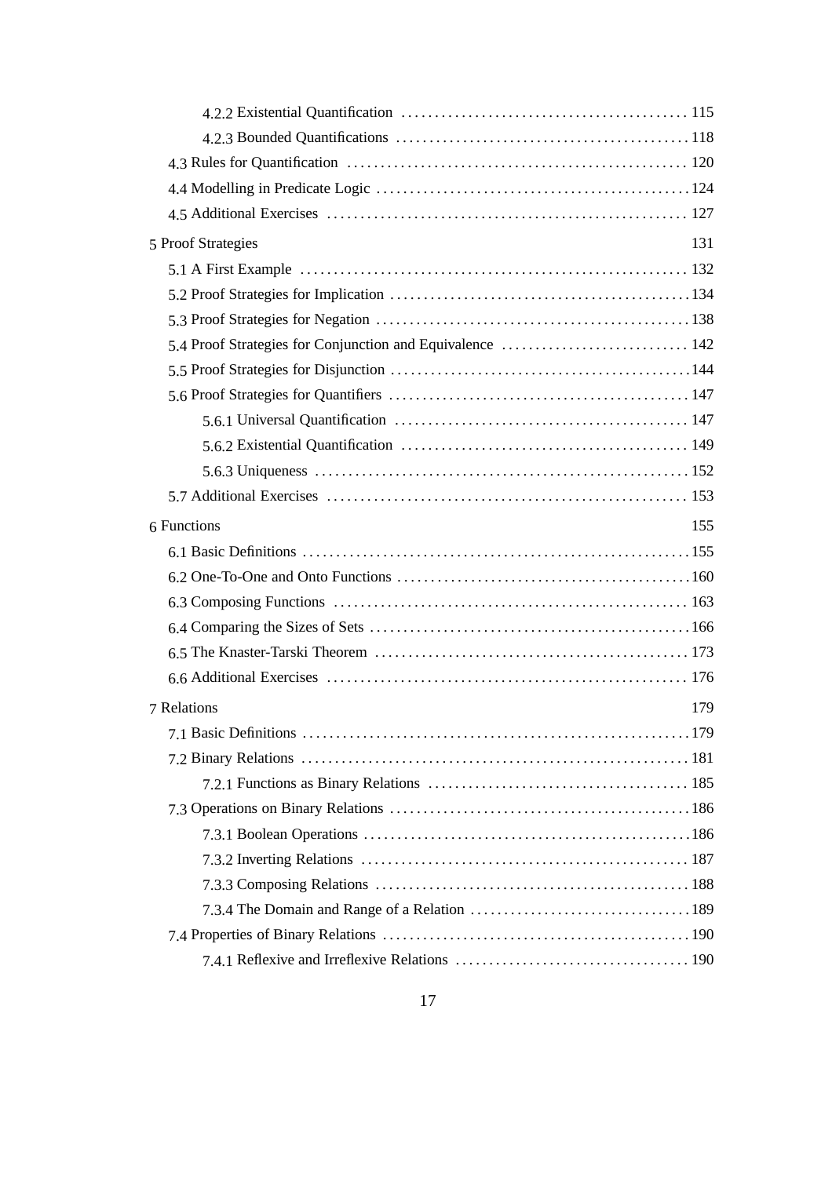- 4.2.2 Existential Quantification . . . . . 115
- 4.2.3 Bounded Quantifications . . . . . 118
- 4.3 Rules for Quantification . . . . . 120
- 4.4 Modelling in Predicate Logic . . . . . 124
- 4.5 Additional Exercises . . . . . 127

5 Proof Strategies 131

- 5.1 A First Example . . . . . 132
- 5.2 Proof Strategies for Implication . . . . . 134
- 5.3 Proof Strategies for Negation . . . . . 138
- 5.4 Proof Strategies for Conjunction and Equivalence . . . . . 142
- 5.5 Proof Strategies for Disjunction . . . . . 144
- 5.6 Proof Strategies for Quantifiers . . . . . 147
  - 5.6.1 Universal Quantification . . . . . 147
  - 5.6.2 Existential Quantification . . . . . 149
  - 5.6.3 Uniqueness . . . . . 152
- 5.7 Additional Exercises . . . . . 153

6 Functions 155

- 6.1 Basic Definitions . . . . . 155
- 6.2 One-To-One and Onto Functions . . . . . 160
- 6.3 Composing Functions . . . . . 163
- 6.4 Comparing the Sizes of Sets . . . . . 166
- 6.5 The Knaster-Tarski Theorem . . . . . 173
- 6.6 Additional Exercises . . . . . 176

7 Relations 179

- 7.1 Basic Definitions . . . . . 179
- 7.2 Binary Relations . . . . . 181
  - 7.2.1 Functions as Binary Relations . . . . . 185
- 7.3 Operations on Binary Relations . . . . . 186
  - 7.3.1 Boolean Operations . . . . . 186
  - 7.3.2 Inverting Relations . . . . . 187
  - 7.3.3 Composing Relations . . . . . 188
  - 7.3.4 The Domain and Range of a Relation . . . . . 189
- 7.4 Properties of Binary Relations . . . . . 190
  - 7.4.1 Reflexive and Irreflexive Relations . . . . . 190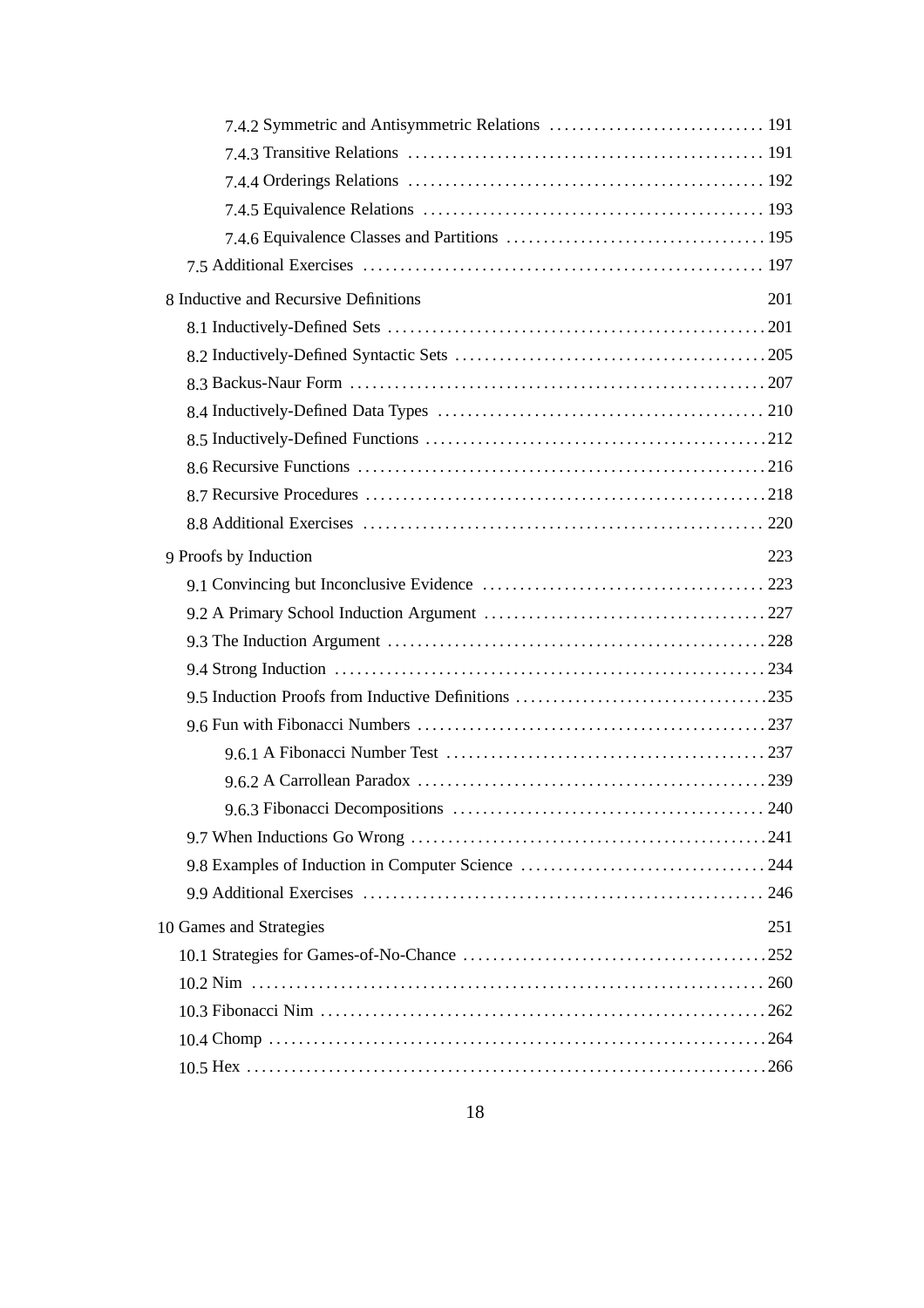- 7.4.2 Symmetric and Antisymmetric Relations ............................ 191
- 7.4.3 Transitive Relations ............................................... 191
- 7.4.4 Orderings Relations ................................................ 192
- 7.4.5 Equivalence Relations .............................................. 193
- 7.4.6 Equivalence Classes and Partitions ................................. 195
- 7.5 Additional Exercises ..................................................... 197

8 Inductive and Recursive Definitions 201

- 8.1 Inductively-Defined Sets ................................................. 201
- 8.2 Inductively-Defined Syntactic Sets ....................................... 205
- 8.3 Backus-Naur Form ......................................................... 207
- 8.4 Inductively-Defined Data Types ........................................... 210
- 8.5 Inductively-Defined Functions ............................................ 212
- 8.6 Recursive Functions ...................................................... 216
- 8.7 Recursive Procedures ..................................................... 218
- 8.8 Additional Exercises ..................................................... 220

9 Proofs by Induction 223

- 9.1 Convincing but Inconclusive Evidence ..................................... 223
- 9.2 A Primary School Induction Argument ...................................... 227
- 9.3 The Induction Argument ................................................... 228
- 9.4 Strong Induction ......................................................... 234
- 9.5 Induction Proofs from Inductive Definitions .............................. 235
- 9.6 Fun with Fibonacci Numbers ............................................... 237
  - 9.6.1 A Fibonacci Number Test ............................................ 237
  - 9.6.2 A Carrollean Paradox ............................................... 239
  - 9.6.3 Fibonacci Decompositions ........................................... 240
- 9.7 When Inductions Go Wrong ................................................. 241
- 9.8 Examples of Induction in Computer Science ................................ 244
- 9.9 Additional Exercises ..................................................... 246

10 Games and Strategies 251

- 10.1 Strategies for Games-of-No-Chance ....................................... 252
- 10.2 Nim ..................................................................... 260
- 10.3 Fibonacci Nim ........................................................... 262
- 10.4 Chomp ................................................................... 264
- 10.5 Hex ..................................................................... 266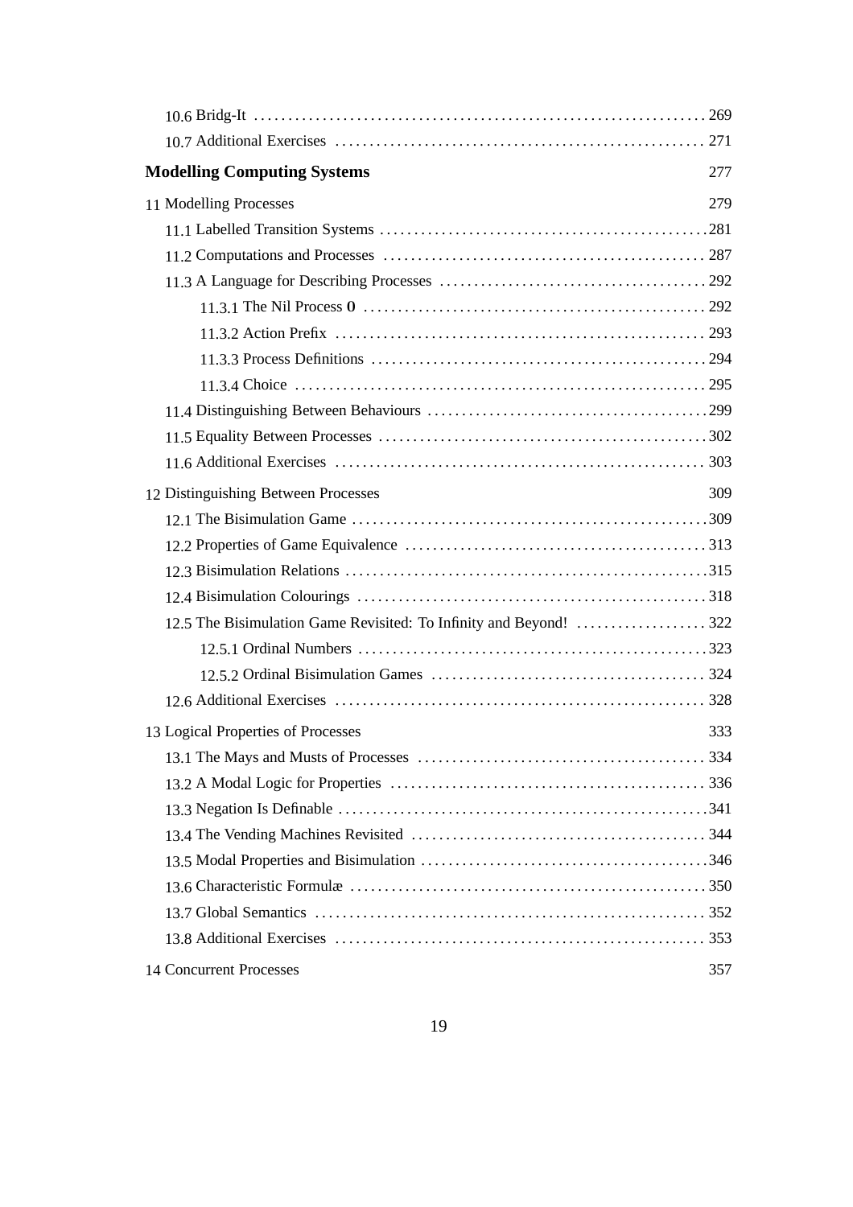10.6 Bridg-It ................................................................ 269
10.7 Additional Exercises ................................................... 271

**Modelling Computing Systems** 277

11 Modelling Processes 279

11.1 Labelled Transition Systems ............................................ 281
11.2 Computations and Processes ............................................ 287
11.3 A Language for Describing Processes ................................... 292
11.3.1 The Nil Process **0** ................................................ 292
11.3.2 Action Prefix ........................................................ 293
11.3.3 Process Definitions .................................................. 294
11.3.4 Choice ............................................................... 295
11.4 Distinguishing Between Behaviours ..................................... 299
11.5 Equality Between Processes ............................................. 302
11.6 Additional Exercises ................................................... 303

12 Distinguishing Between Processes 309

12.1 The Bisimulation Game .................................................. 309
12.2 Properties of Game Equivalence ......................................... 313
12.3 Bisimulation Relations ................................................. 315
12.4 Bisimulation Colourings ................................................ 318
12.5 The Bisimulation Game Revisited: To Infinity and Beyond! ............... 322
12.5.1 Ordinal Numbers ...................................................... 323
12.5.2 Ordinal Bisimulation Games ........................................... 324
12.6 Additional Exercises ................................................... 328

13 Logical Properties of Processes 333

13.1 The Mays and Musts of Processes ........................................ 334
13.2 A Modal Logic for Properties ........................................... 336
13.3 Negation Is Definable .................................................. 341
13.4 The Vending Machines Revisited ......................................... 344
13.5 Modal Properties and Bisimulation ...................................... 346
13.6 Characteristic Formulæ ................................................. 350
13.7 Global Semantics ....................................................... 352
13.8 Additional Exercises ................................................... 353

14 Concurrent Processes 357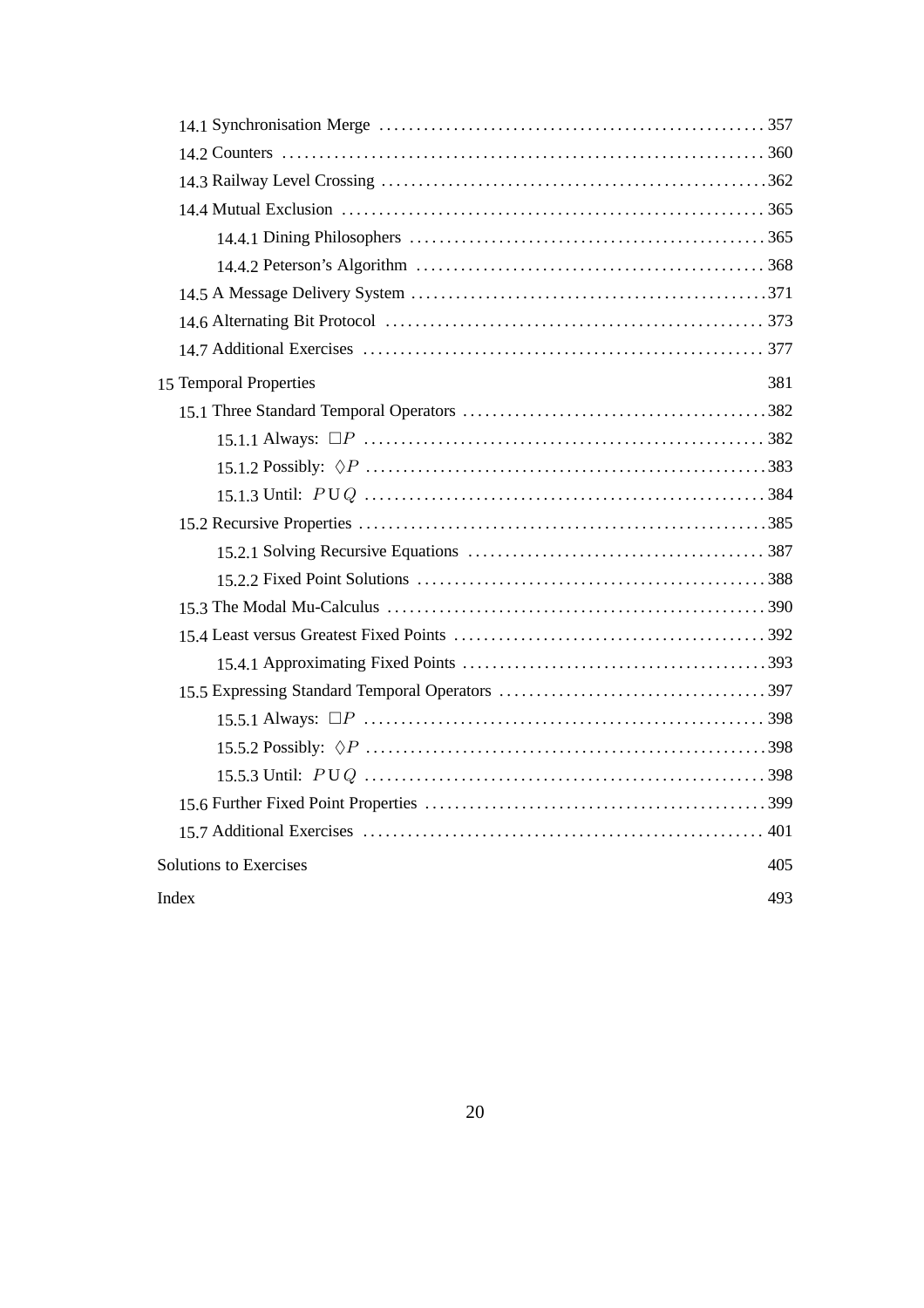- 14.1 Synchronisation Merge . . . . . . . . . . 357
- 14.2 Counters . . . . . . . . . . 360
- 14.3 Railway Level Crossing . . . . . . . . . . 362
- 14.4 Mutual Exclusion . . . . . . . . . . 365
  - 14.4.1 Dining Philosophers . . . . . . . . . . 365
  - 14.4.2 Peterson's Algorithm . . . . . . . . . . 368
- 14.5 A Message Delivery System . . . . . . . . . . 371
- 14.6 Alternating Bit Protocol . . . . . . . . . . 373
- 14.7 Additional Exercises . . . . . . . . . . 377

15 Temporal Properties 381

- 15.1 Three Standard Temporal Operators . . . . . . . . . . 382
  - 15.1.1 Always: $\Box P$ . . . . . . . . . . 382
  - 15.1.2 Possibly: $\Diamond P$ . . . . . . . . . . 383
  - 15.1.3 Until: $P \, \mathrm{U} \, Q$ . . . . . . . . . . 384
- 15.2 Recursive Properties . . . . . . . . . . 385
  - 15.2.1 Solving Recursive Equations . . . . . . . . . . 387
  - 15.2.2 Fixed Point Solutions . . . . . . . . . . 388
- 15.3 The Modal Mu-Calculus . . . . . . . . . . 390
- 15.4 Least versus Greatest Fixed Points . . . . . . . . . . 392
  - 15.4.1 Approximating Fixed Points . . . . . . . . . . 393
- 15.5 Expressing Standard Temporal Operators . . . . . . . . . . 397
  - 15.5.1 Always: $\Box P$ . . . . . . . . . . 398
  - 15.5.2 Possibly: $\Diamond P$ . . . . . . . . . . 398
  - 15.5.3 Until: $P \, \mathrm{U} \, Q$ . . . . . . . . . . 398
- 15.6 Further Fixed Point Properties . . . . . . . . . . 399
- 15.7 Additional Exercises . . . . . . . . . . 401

Solutions to Exercises 405

Index 493